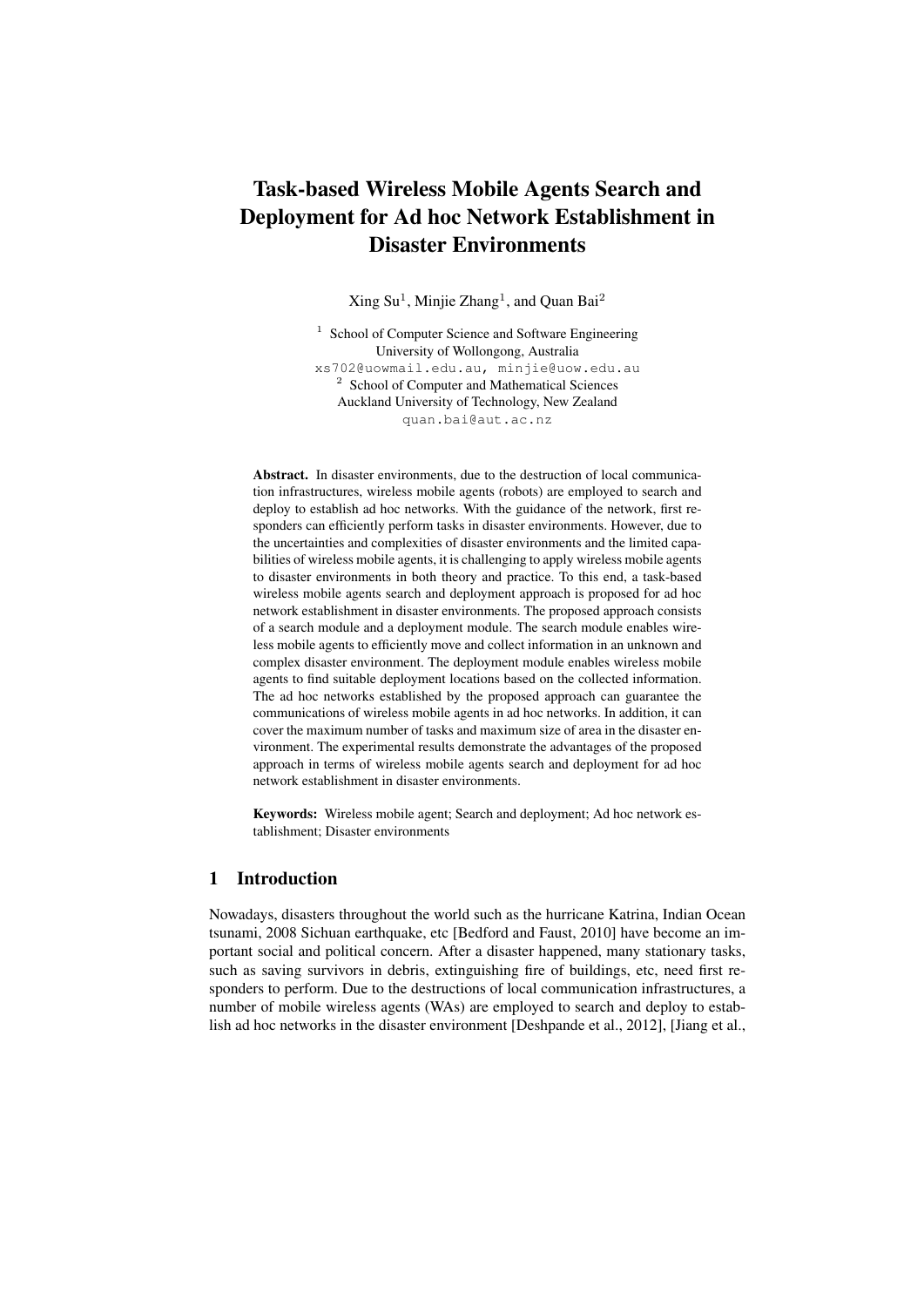# Task-based Wireless Mobile Agents Search and Deployment for Ad hoc Network Establishment in Disaster Environments

Xing Su[1], Minjie Zhang[1], and Quan Bai[2]

[1] School of Computer Science and Software Engineering
University of Wollongong, Australia
xs702@uowmail.edu.au, minjie@uow.edu.au

[2] School of Computer and Mathematical Sciences
Auckland University of Technology, New Zealand
quan.bai@aut.ac.nz

**Abstract.** In disaster environments, due to the destruction of local communication infrastructures, wireless mobile agents (robots) are employed to search and deploy to establish ad hoc networks. With the guidance of the network, first responders can efficiently perform tasks in disaster environments. However, due to the uncertainties and complexities of disaster environments and the limited capabilities of wireless mobile agents, it is challenging to apply wireless mobile agents to disaster environments in both theory and practice. To this end, a task-based wireless mobile agents search and deployment approach is proposed for ad hoc network establishment in disaster environments. The proposed approach consists of a search module and a deployment module. The search module enables wireless mobile agents to efficiently move and collect information in an unknown and complex disaster environment. The deployment module enables wireless mobile agents to find suitable deployment locations based on the collected information. The ad hoc networks established by the proposed approach can guarantee the communications of wireless mobile agents in ad hoc networks. In addition, it can cover the maximum number of tasks and maximum size of area in the disaster environment. The experimental results demonstrate the advantages of the proposed approach in terms of wireless mobile agents search and deployment for ad hoc network establishment in disaster environments.

**Keywords:** Wireless mobile agent; Search and deployment; Ad hoc network establishment; Disaster environments

## 1 Introduction

Nowadays, disasters throughout the world such as the hurricane Katrina, Indian Ocean tsunami, 2008 Sichuan earthquake, etc [Bedford and Faust, 2010] have become an important social and political concern. After a disaster happened, many stationary tasks, such as saving survivors in debris, extinguishing fire of buildings, etc, need first responders to perform. Due to the destructions of local communication infrastructures, a number of mobile wireless agents (WAs) are employed to search and deploy to establish ad hoc networks in the disaster environment [Deshpande et al., 2012], [Jiang et al.,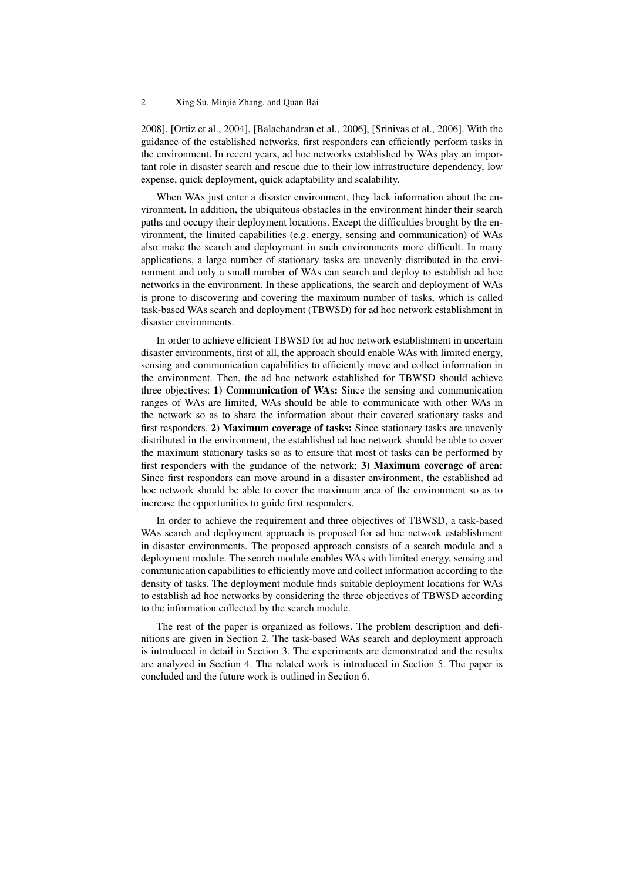2008], [Ortiz et al., 2004], [Balachandran et al., 2006], [Srinivas et al., 2006]. With the guidance of the established networks, first responders can efficiently perform tasks in the environment. In recent years, ad hoc networks established by WAs play an important role in disaster search and rescue due to their low infrastructure dependency, low expense, quick deployment, quick adaptability and scalability.

When WAs just enter a disaster environment, they lack information about the environment. In addition, the ubiquitous obstacles in the environment hinder their search paths and occupy their deployment locations. Except the difficulties brought by the environment, the limited capabilities (e.g. energy, sensing and communication) of WAs also make the search and deployment in such environments more difficult. In many applications, a large number of stationary tasks are unevenly distributed in the environment and only a small number of WAs can search and deploy to establish ad hoc networks in the environment. In these applications, the search and deployment of WAs is prone to discovering and covering the maximum number of tasks, which is called task-based WAs search and deployment (TBWSD) for ad hoc network establishment in disaster environments.

In order to achieve efficient TBWSD for ad hoc network establishment in uncertain disaster environments, first of all, the approach should enable WAs with limited energy, sensing and communication capabilities to efficiently move and collect information in the environment. Then, the ad hoc network established for TBWSD should achieve three objectives: **1) Communication of WAs:** Since the sensing and communication ranges of WAs are limited, WAs should be able to communicate with other WAs in the network so as to share the information about their covered stationary tasks and first responders. **2) Maximum coverage of tasks:** Since stationary tasks are unevenly distributed in the environment, the established ad hoc network should be able to cover the maximum stationary tasks so as to ensure that most of tasks can be performed by first responders with the guidance of the network; **3) Maximum coverage of area:** Since first responders can move around in a disaster environment, the established ad hoc network should be able to cover the maximum area of the environment so as to increase the opportunities to guide first responders.

In order to achieve the requirement and three objectives of TBWSD, a task-based WAs search and deployment approach is proposed for ad hoc network establishment in disaster environments. The proposed approach consists of a search module and a deployment module. The search module enables WAs with limited energy, sensing and communication capabilities to efficiently move and collect information according to the density of tasks. The deployment module finds suitable deployment locations for WAs to establish ad hoc networks by considering the three objectives of TBWSD according to the information collected by the search module.

The rest of the paper is organized as follows. The problem description and definitions are given in Section 2. The task-based WAs search and deployment approach is introduced in detail in Section 3. The experiments are demonstrated and the results are analyzed in Section 4. The related work is introduced in Section 5. The paper is concluded and the future work is outlined in Section 6.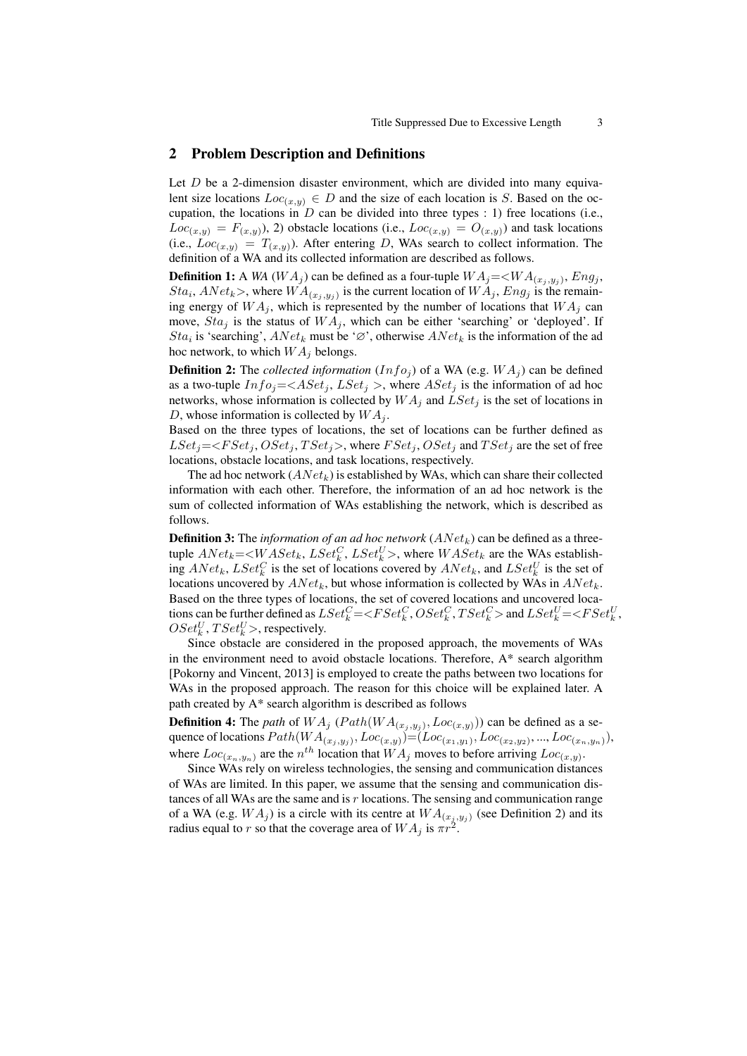## 2 Problem Description and Definitions

Let $D$ be a 2-dimension disaster environment, which are divided into many equivalent size locations $Loc_{(x,y)} \in D$ and the size of each location is $S$. Based on the occupation, the locations in $D$ can be divided into three types : 1) free locations (i.e., $Loc_{(x,y)} = F_{(x,y)}$), 2) obstacle locations (i.e., $Loc_{(x,y)} = O_{(x,y)}$) and task locations (i.e., $Loc_{(x,y)} = T_{(x,y)}$). After entering $D$, WAs search to collect information. The definition of a WA and its collected information are described as follows.

**Definition 1:** A *WA* ($WA_j$) can be defined as a four-tuple $WA_j$=<$WA_{(x_j,y_j)}$, $Eng_j$, $Sta_i$, $ANet_k$>, where $WA_{(x_j,y_j)}$ is the current location of $WA_j$, $Eng_j$ is the remaining energy of $WA_j$, which is represented by the number of locations that $WA_j$ can move, $Sta_j$ is the status of $WA_j$, which can be either 'searching' or 'deployed'. If $Sta_i$ is 'searching', $ANet_k$ must be '$\varnothing$', otherwise $ANet_k$ is the information of the ad hoc network, to which $WA_j$ belongs.

**Definition 2:** The *collected information* ($Info_j$) of a WA (e.g. $WA_j$) can be defined as a two-tuple $Info_j$=<$ASet_j$, $LSet_j$ >, where $ASet_j$ is the information of ad hoc networks, whose information is collected by $WA_j$ and $LSet_j$ is the set of locations in $D$, whose information is collected by $WA_j$.

Based on the three types of locations, the set of locations can be further defined as $LSet_j$=<$FSet_j$, $OSet_j$, $TSet_j$>, where $FSet_j$, $OSet_j$ and $TSet_j$ are the set of free locations, obstacle locations, and task locations, respectively.

The ad hoc network ($ANet_k$) is established by WAs, which can share their collected information with each other. Therefore, the information of an ad hoc network is the sum of collected information of WAs establishing the network, which is described as follows.

**Definition 3:** The *information of an ad hoc network* ($ANet_k$) can be defined as a three-tuple $ANet_k$=<$WASet_k$, $LSet_k^C$, $LSet_k^U$>, where $WASet_k$ are the WAs establishing $ANet_k$, $LSet_k^C$ is the set of locations covered by $ANet_k$, and $LSet_k^U$ is the set of locations uncovered by $ANet_k$, but whose information is collected by WAs in $ANet_k$. Based on the three types of locations, the set of covered locations and uncovered locations can be further defined as $LSet_k^C$=<$FSet_k^C$, $OSet_k^C$, $TSet_k^C$> and $LSet_k^U$=<$FSet_k^U$, $OSet_k^U$, $TSet_k^U$>, respectively.

Since obstacle are considered in the proposed approach, the movements of WAs in the environment need to avoid obstacle locations. Therefore, A* search algorithm [Pokorny and Vincent, 2013] is employed to create the paths between two locations for WAs in the proposed approach. The reason for this choice will be explained later. A path created by A* search algorithm is described as follows

**Definition 4:** The *path* of $WA_j$ ($Path(WA_{(x_j,y_j)}, Loc_{(x,y)})$) can be defined as a sequence of locations $Path(WA_{(x_j,y_j)}, Loc_{(x,y)})$=($Loc_{(x_1,y_1)}, Loc_{(x_2,y_2)}, ..., Loc_{(x_n,y_n)}$), where $Loc_{(x_n,y_n)}$ are the $n^{th}$ location that $WA_j$ moves to before arriving $Loc_{(x,y)}$.

Since WAs rely on wireless technologies, the sensing and communication distances of WAs are limited. In this paper, we assume that the sensing and communication distances of all WAs are the same and is $r$ locations. The sensing and communication range of a WA (e.g. $WA_j$) is a circle with its centre at $WA_{(x_j,y_j)}$ (see Definition 2) and its radius equal to $r$ so that the coverage area of $WA_j$ is $\pi r^2$.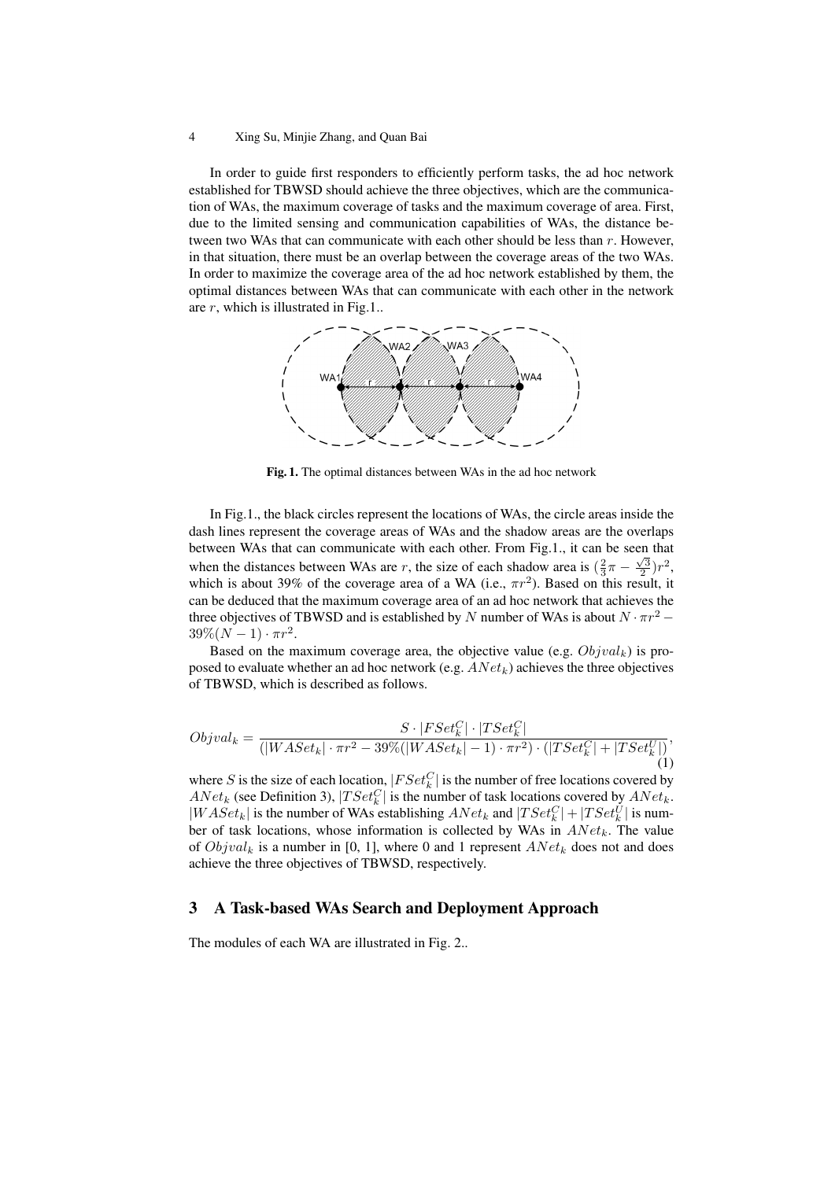In order to guide first responders to efficiently perform tasks, the ad hoc network established for TBWSD should achieve the three objectives, which are the communication of WAs, the maximum coverage of tasks and the maximum coverage of area. First, due to the limited sensing and communication capabilities of WAs, the distance between two WAs that can communicate with each other should be less than $r$. However, in that situation, there must be an overlap between the coverage areas of the two WAs. In order to maximize the coverage area of the ad hoc network established by them, the optimal distances between WAs that can communicate with each other in the network are $r$, which is illustrated in Fig.1..

**Fig. 1.** The optimal distances between WAs in the ad hoc network

In Fig.1., the black circles represent the locations of WAs, the circle areas inside the dash lines represent the coverage areas of WAs and the shadow areas are the overlaps between WAs that can communicate with each other. From Fig.1., it can be seen that when the distances between WAs are $r$, the size of each shadow area is $(\frac{2}{3}\pi - \frac{\sqrt{3}}{2})r^2$, which is about 39% of the coverage area of a WA (i.e., $\pi r^2$). Based on this result, it can be deduced that the maximum coverage area of an ad hoc network that achieves the three objectives of TBWSD and is established by $N$ number of WAs is about $N \cdot \pi r^2 - 39\%(N-1) \cdot \pi r^2$.

Based on the maximum coverage area, the objective value (e.g. $Objval_k$) is proposed to evaluate whether an ad hoc network (e.g. $ANet_k$) achieves the three objectives of TBWSD, which is described as follows.

$$Objval_k = \frac{S \cdot |FSet_k^C| \cdot |TSet_k^C|}{(|WASet_k| \cdot \pi r^2 - 39\%(|WASet_k| - 1) \cdot \pi r^2) \cdot (|TSet_k^C| + |TSet_k^U|)}, \tag{1}$$

where $S$ is the size of each location, $|FSet_k^C|$ is the number of free locations covered by $ANet_k$ (see Definition 3), $|TSet_k^C|$ is the number of task locations covered by $ANet_k$. $|WASet_k|$ is the number of WAs establishing $ANet_k$ and $|TSet_k^C| + |TSet_k^U|$ is number of task locations, whose information is collected by WAs in $ANet_k$. The value of $Objval_k$ is a number in [0, 1], where 0 and 1 represent $ANet_k$ does not and does achieve the three objectives of TBWSD, respectively.

## 3 A Task-based WAs Search and Deployment Approach

The modules of each WA are illustrated in Fig. 2..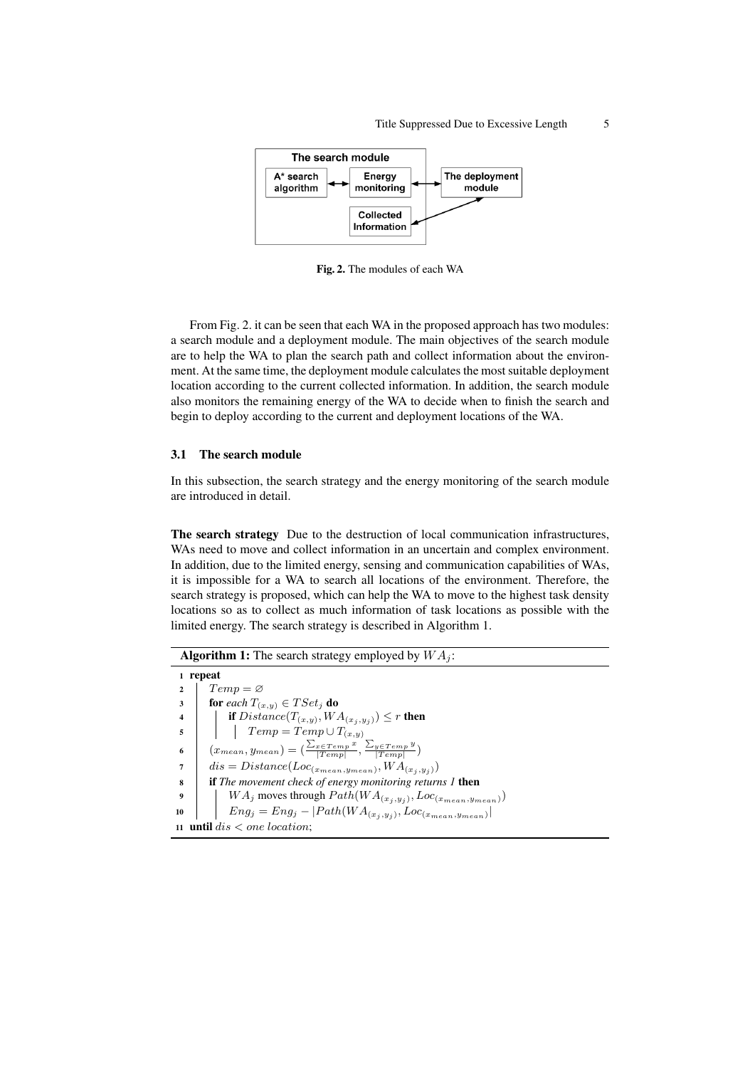Fig. 2. The modules of each WA

From Fig. 2. it can be seen that each WA in the proposed approach has two modules: a search module and a deployment module. The main objectives of the search module are to help the WA to plan the search path and collect information about the environment. At the same time, the deployment module calculates the most suitable deployment location according to the current collected information. In addition, the search module also monitors the remaining energy of the WA to decide when to finish the search and begin to deploy according to the current and deployment locations of the WA.

### 3.1 The search module

In this subsection, the search strategy and the energy monitoring of the search module are introduced in detail.

**The search strategy** Due to the destruction of local communication infrastructures, WAs need to move and collect information in an uncertain and complex environment. In addition, due to the limited energy, sensing and communication capabilities of WAs, it is impossible for a WA to search all locations of the environment. Therefore, the search strategy is proposed, which can help the WA to move to the highest task density locations so as to collect as much information of task locations as possible with the limited energy. The search strategy is described in Algorithm 1.

**Algorithm 1:** The search strategy employed by $WA_j$:

```
1  repeat
2      Temp = ∅
3      for each T_(x,y) ∈ TSet_j do
4          if Distance(T_(x,y), WA_(x_j,y_j)) ≤ r then
5              Temp = Temp ∪ T_(x,y)
6      (x_mean, y_mean) = ( Σ_{x∈Temp} x / |Temp| , Σ_{y∈Temp} y / |Temp| )
7      dis = Distance(Loc_(x_mean,y_mean), WA_(x_j,y_j))
8      if The movement check of energy monitoring returns 1 then
9          WA_j moves through Path(WA_(x_j,y_j), Loc_(x_mean,y_mean))
10         Eng_j = Eng_j − |Path(WA_(x_j,y_j), Loc_(x_mean,y_mean))|
11 until dis < one location;
```

Where line 6 is: $(x_{mean}, y_{mean}) = (\frac{\sum_{x \in Temp} x}{|Temp|}, \frac{\sum_{y \in Temp} y}{|Temp|})$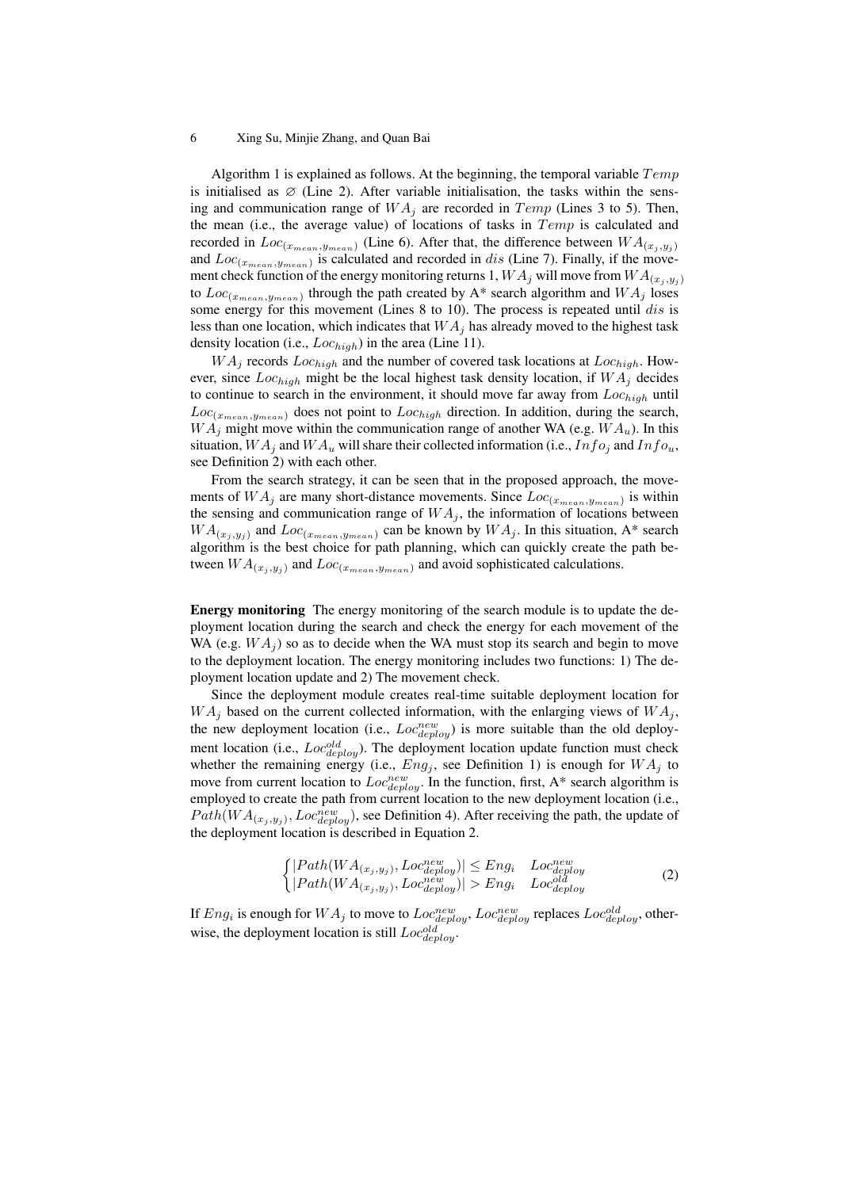Algorithm 1 is explained as follows. At the beginning, the temporal variable $Temp$ is initialised as $\varnothing$ (Line 2). After variable initialisation, the tasks within the sensing and communication range of $WA_j$ are recorded in $Temp$ (Lines 3 to 5). Then, the mean (i.e., the average value) of locations of tasks in $Temp$ is calculated and recorded in $Loc_{(x_{mean}, y_{mean})}$ (Line 6). After that, the difference between $WA_{(x_j,y_j)}$ and $Loc_{(x_{mean}, y_{mean})}$ is calculated and recorded in $dis$ (Line 7). Finally, if the movement check function of the energy monitoring returns 1, $WA_j$ will move from $WA_{(x_j,y_j)}$ to $Loc_{(x_{mean}, y_{mean})}$ through the path created by A* search algorithm and $WA_j$ loses some energy for this movement (Lines 8 to 10). The process is repeated until $dis$ is less than one location, which indicates that $WA_j$ has already moved to the highest task density location (i.e., $Loc_{high}$) in the area (Line 11).

$WA_j$ records $Loc_{high}$ and the number of covered task locations at $Loc_{high}$. However, since $Loc_{high}$ might be the local highest task density location, if $WA_j$ decides to continue to search in the environment, it should move far away from $Loc_{high}$ until $Loc_{(x_{mean}, y_{mean})}$ does not point to $Loc_{high}$ direction. In addition, during the search, $WA_j$ might move within the communication range of another WA (e.g. $WA_u$). In this situation, $WA_j$ and $WA_u$ will share their collected information (i.e., $Info_j$ and $Info_u$, see Definition 2) with each other.

From the search strategy, it can be seen that in the proposed approach, the movements of $WA_j$ are many short-distance movements. Since $Loc_{(x_{mean}, y_{mean})}$ is within the sensing and communication range of $WA_j$, the information of locations between $WA_{(x_j,y_j)}$ and $Loc_{(x_{mean}, y_{mean})}$ can be known by $WA_j$. In this situation, A* search algorithm is the best choice for path planning, which can quickly create the path between $WA_{(x_j,y_j)}$ and $Loc_{(x_{mean}, y_{mean})}$ and avoid sophisticated calculations.

**Energy monitoring** The energy monitoring of the search module is to update the deployment location during the search and check the energy for each movement of the WA (e.g. $WA_j$) so as to decide when the WA must stop its search and begin to move to the deployment location. The energy monitoring includes two functions: 1) The deployment location update and 2) The movement check.

Since the deployment module creates real-time suitable deployment location for $WA_j$ based on the current collected information, with the enlarging views of $WA_j$, the new deployment location (i.e., $Loc_{deploy}^{new}$) is more suitable than the old deployment location (i.e., $Loc_{deploy}^{old}$). The deployment location update function must check whether the remaining energy (i.e., $Eng_j$, see Definition 1) is enough for $WA_j$ to move from current location to $Loc_{deploy}^{new}$. In the function, first, A* search algorithm is employed to create the path from current location to the new deployment location (i.e., $Path(WA_{(x_j,y_j)}, Loc_{deploy}^{new})$, see Definition 4). After receiving the path, the update of the deployment location is described in Equation 2.

$$\begin{cases} |Path(WA_{(x_j,y_j)}, Loc_{deploy}^{new})| \leq Eng_i & Loc_{deploy}^{new} \\ |Path(WA_{(x_j,y_j)}, Loc_{deploy}^{new})| > Eng_i & Loc_{deploy}^{old} \end{cases} \tag{2}$$

If $Eng_i$ is enough for $WA_j$ to move to $Loc_{deploy}^{new}$, $Loc_{deploy}^{new}$ replaces $Loc_{deploy}^{old}$, otherwise, the deployment location is still $Loc_{deploy}^{old}$.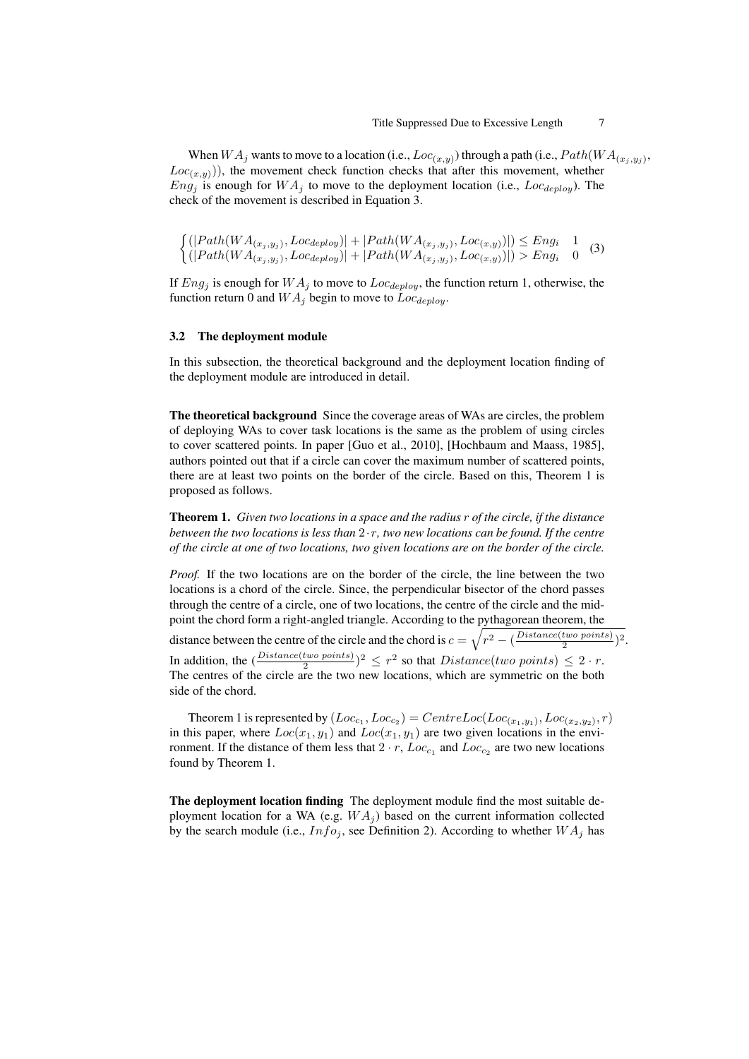When $WA_j$ wants to move to a location (i.e., $Loc_{(x,y)}$) through a path (i.e., $Path(WA_{(x_j,y_j)}, Loc_{(x,y)})$), the movement check function checks that after this movement, whether $Eng_j$ is enough for $WA_j$ to move to the deployment location (i.e., $Loc_{deploy}$). The check of the movement is described in Equation 3.

$$\begin{cases} (|Path(WA_{(x_j,y_j)}, Loc_{deploy})| + |Path(WA_{(x_j,y_j)}, Loc_{(x,y)})|) \leq Eng_i & 1 \\ (|Path(WA_{(x_j,y_j)}, Loc_{deploy})| + |Path(WA_{(x_j,y_j)}, Loc_{(x,y)})|) > Eng_i & 0 \end{cases} \quad (3)$$

If $Eng_j$ is enough for $WA_j$ to move to $Loc_{deploy}$, the function return 1, otherwise, the function return 0 and $WA_j$ begin to move to $Loc_{deploy}$.

### 3.2 The deployment module

In this subsection, the theoretical background and the deployment location finding of the deployment module are introduced in detail.

**The theoretical background** Since the coverage areas of WAs are circles, the problem of deploying WAs to cover task locations is the same as the problem of using circles to cover scattered points. In paper [Guo et al., 2010], [Hochbaum and Maass, 1985], authors pointed out that if a circle can cover the maximum number of scattered points, there are at least two points on the border of the circle. Based on this, Theorem 1 is proposed as follows.

**Theorem 1.** *Given two locations in a space and the radius $r$ of the circle, if the distance between the two locations is less than $2 \cdot r$, two new locations can be found. If the centre of the circle at one of two locations, two given locations are on the border of the circle.*

*Proof.* If the two locations are on the border of the circle, the line between the two locations is a chord of the circle. Since, the perpendicular bisector of the chord passes through the centre of a circle, one of two locations, the centre of the circle and the mid-point the chord form a right-angled triangle. According to the pythagorean theorem, the distance between the centre of the circle and the chord is $c = \sqrt{r^2 - (\frac{Distance(two\ points)}{2})^2}$. In addition, the $(\frac{Distance(two\ points)}{2})^2 \leq r^2$ so that $Distance(two\ points) \leq 2 \cdot r$. The centres of the circle are the two new locations, which are symmetric on the both side of the chord.

Theorem 1 is represented by $(Loc_{c_1}, Loc_{c_2}) = CentreLoc(Loc_{(x_1,y_1)}, Loc_{(x_2,y_2)}, r)$ in this paper, where $Loc(x_1, y_1)$ and $Loc(x_1, y_1)$ are two given locations in the environment. If the distance of them less that $2 \cdot r$, $Loc_{c_1}$ and $Loc_{c_2}$ are two new locations found by Theorem 1.

**The deployment location finding** The deployment module find the most suitable deployment location for a WA (e.g. $WA_j$) based on the current information collected by the search module (i.e., $Info_j$, see Definition 2). According to whether $WA_j$ has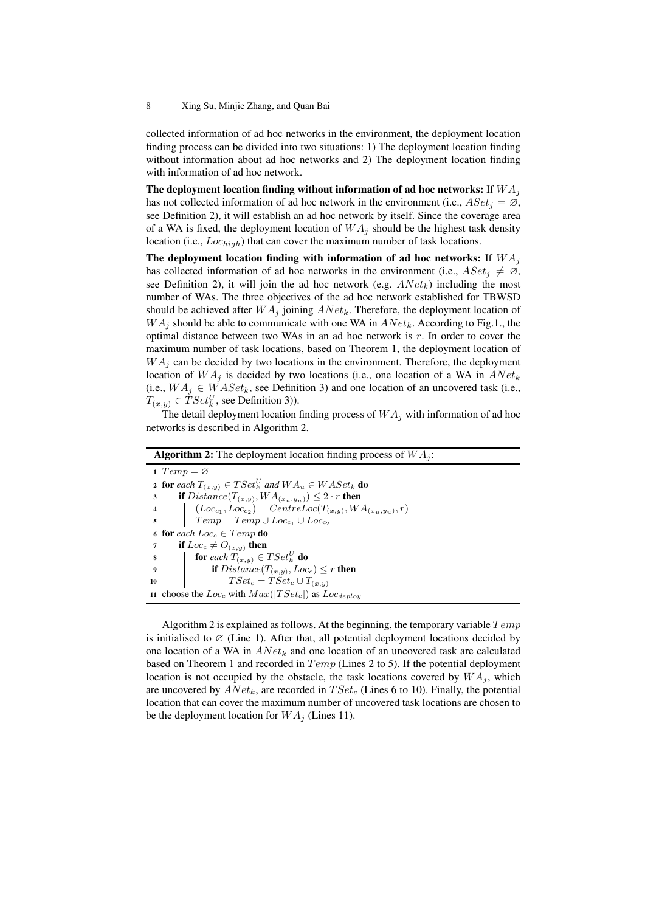collected information of ad hoc networks in the environment, the deployment location finding process can be divided into two situations: 1) The deployment location finding without information about ad hoc networks and 2) The deployment location finding with information of ad hoc network.

**The deployment location finding without information of ad hoc networks:** If $WA_j$ has not collected information of ad hoc network in the environment (i.e., $ASet_j = \varnothing$, see Definition 2), it will establish an ad hoc network by itself. Since the coverage area of a WA is fixed, the deployment location of $WA_j$ should be the highest task density location (i.e., $Loc_{high}$) that can cover the maximum number of task locations.

**The deployment location finding with information of ad hoc networks:** If $WA_j$ has collected information of ad hoc networks in the environment (i.e., $ASet_j \neq \varnothing$, see Definition 2), it will join the ad hoc network (e.g. $ANet_k$) including the most number of WAs. The three objectives of the ad hoc network established for TBWSD should be achieved after $WA_j$ joining $ANet_k$. Therefore, the deployment location of $WA_j$ should be able to communicate with one WA in $ANet_k$. According to Fig.1., the optimal distance between two WAs in an ad hoc network is $r$. In order to cover the maximum number of task locations, based on Theorem 1, the deployment location of $WA_j$ can be decided by two locations in the environment. Therefore, the deployment location of $WA_j$ is decided by two locations (i.e., one location of a WA in $ANet_k$ (i.e., $WA_j \in WASet_k$, see Definition 3) and one location of an uncovered task (i.e., $T_{(x,y)} \in TSet_k^U$, see Definition 3)).

The detail deployment location finding process of $WA_j$ with information of ad hoc networks is described in Algorithm 2.

**Algorithm 2:** The deployment location finding process of $WA_j$:

```
1  Temp = ∅
2  for each T_(x,y) ∈ TSet_k^U and WA_u ∈ WASet_k do
3  |   if Distance(T_(x,y), WA_(x_u,y_u)) ≤ 2 · r then
4  |   |   (Loc_c1, Loc_c2) = CentreLoc(T_(x,y), WA_(x_u,y_u), r)
5  |   |   Temp = Temp ∪ Loc_c1 ∪ Loc_c2
6  for each Loc_c ∈ Temp do
7  |   if Loc_c ≠ O_(x,y) then
8  |   |   for each T_(x,y) ∈ TSet_k^U do
9  |   |   |   if Distance(T_(x,y), Loc_c) ≤ r then
10 |   |   |   |   TSet_c = TSet_c ∪ T_(x,y)
11 choose the Loc_c with Max(|TSet_c|) as Loc_deploy
```

Algorithm 2 is explained as follows. At the beginning, the temporary variable $Temp$ is initialised to $\varnothing$ (Line 1). After that, all potential deployment locations decided by one location of a WA in $ANet_k$ and one location of an uncovered task are calculated based on Theorem 1 and recorded in $Temp$ (Lines 2 to 5). If the potential deployment location is not occupied by the obstacle, the task locations covered by $WA_j$, which are uncovered by $ANet_k$, are recorded in $TSet_c$ (Lines 6 to 10). Finally, the potential location that can cover the maximum number of uncovered task locations are chosen to be the deployment location for $WA_j$ (Lines 11).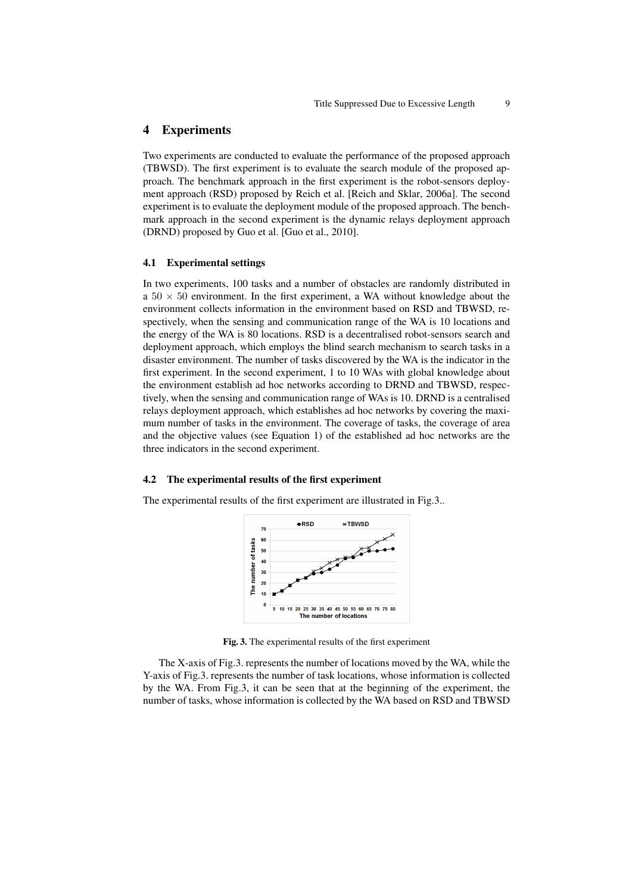## 4 Experiments

Two experiments are conducted to evaluate the performance of the proposed approach (TBWSD). The first experiment is to evaluate the search module of the proposed approach. The benchmark approach in the first experiment is the robot-sensors deployment approach (RSD) proposed by Reich et al. [Reich and Sklar, 2006a]. The second experiment is to evaluate the deployment module of the proposed approach. The benchmark approach in the second experiment is the dynamic relays deployment approach (DRND) proposed by Guo et al. [Guo et al., 2010].

### 4.1 Experimental settings

In two experiments, 100 tasks and a number of obstacles are randomly distributed in a $50 \times 50$ environment. In the first experiment, a WA without knowledge about the environment collects information in the environment based on RSD and TBWSD, respectively, when the sensing and communication range of the WA is 10 locations and the energy of the WA is 80 locations. RSD is a decentralised robot-sensors search and deployment approach, which employs the blind search mechanism to search tasks in a disaster environment. The number of tasks discovered by the WA is the indicator in the first experiment. In the second experiment, 1 to 10 WAs with global knowledge about the environment establish ad hoc networks according to DRND and TBWSD, respectively, when the sensing and communication range of WAs is 10. DRND is a centralised relays deployment approach, which establishes ad hoc networks by covering the maximum number of tasks in the environment. The coverage of tasks, the coverage of area and the objective values (see Equation 1) of the established ad hoc networks are the three indicators in the second experiment.

### 4.2 The experimental results of the first experiment

The experimental results of the first experiment are illustrated in Fig.3..

**Fig. 3.** The experimental results of the first experiment

The X-axis of Fig.3. represents the number of locations moved by the WA, while the Y-axis of Fig.3. represents the number of task locations, whose information is collected by the WA. From Fig.3, it can be seen that at the beginning of the experiment, the number of tasks, whose information is collected by the WA based on RSD and TBWSD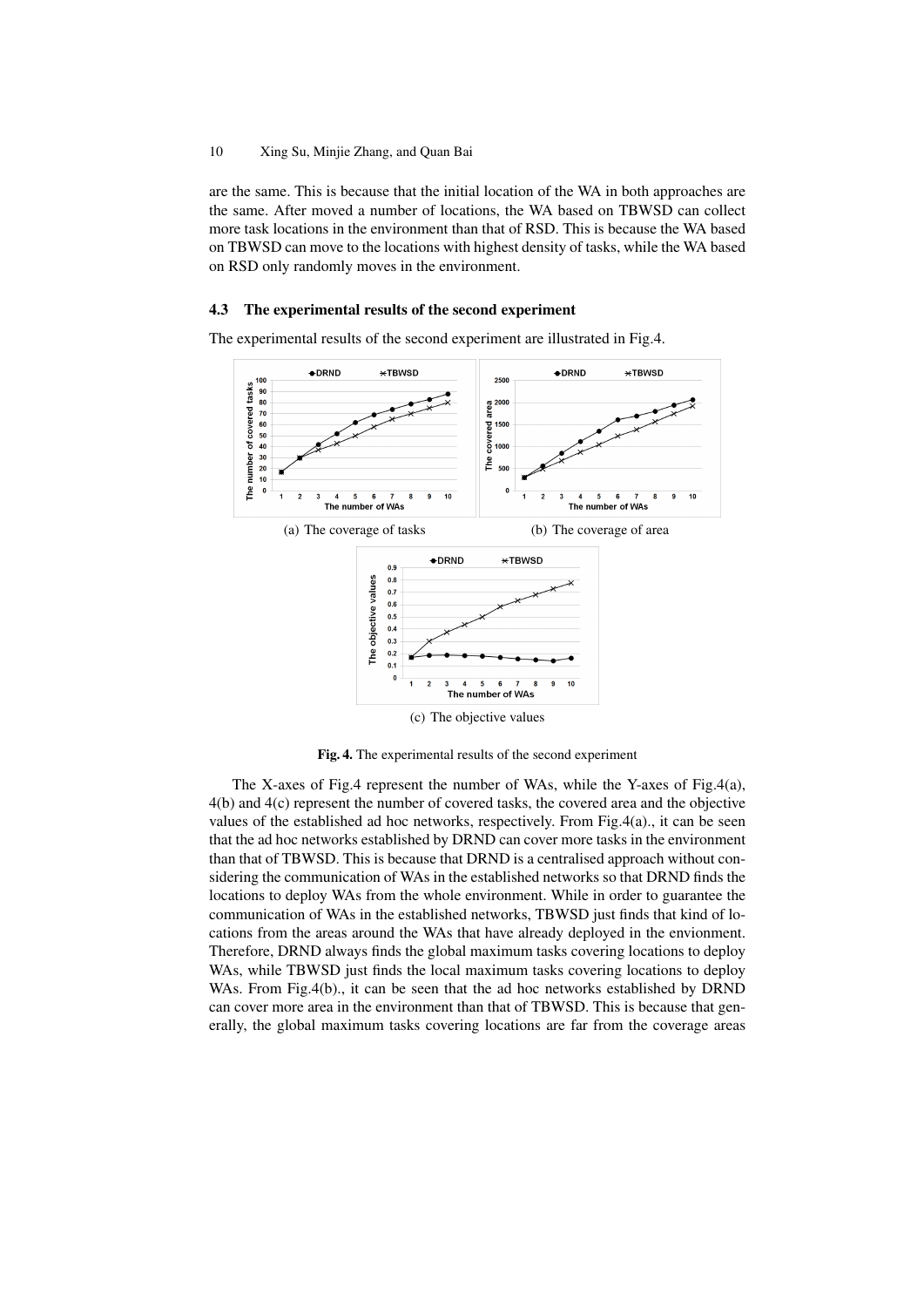are the same. This is because that the initial location of the WA in both approaches are the same. After moved a number of locations, the WA based on TBWSD can collect more task locations in the environment than that of RSD. This is because the WA based on TBWSD can move to the locations with highest density of tasks, while the WA based on RSD only randomly moves in the environment.

### 4.3 The experimental results of the second experiment

The experimental results of the second experiment are illustrated in Fig.4.

(a) The coverage of tasks

(b) The coverage of area

(c) The objective values

**Fig. 4.** The experimental results of the second experiment

The X-axes of Fig.4 represent the number of WAs, while the Y-axes of Fig.4(a), 4(b) and 4(c) represent the number of covered tasks, the covered area and the objective values of the established ad hoc networks, respectively. From Fig.4(a)., it can be seen that the ad hoc networks established by DRND can cover more tasks in the environment than that of TBWSD. This is because that DRND is a centralised approach without considering the communication of WAs in the established networks so that DRND finds the locations to deploy WAs from the whole environment. While in order to guarantee the communication of WAs in the established networks, TBWSD just finds that kind of locations from the areas around the WAs that have already deployed in the envionment. Therefore, DRND always finds the global maximum tasks covering locations to deploy WAs, while TBWSD just finds the local maximum tasks covering locations to deploy WAs. From Fig.4(b)., it can be seen that the ad hoc networks established by DRND can cover more area in the environment than that of TBWSD. This is because that generally, the global maximum tasks covering locations are far from the coverage areas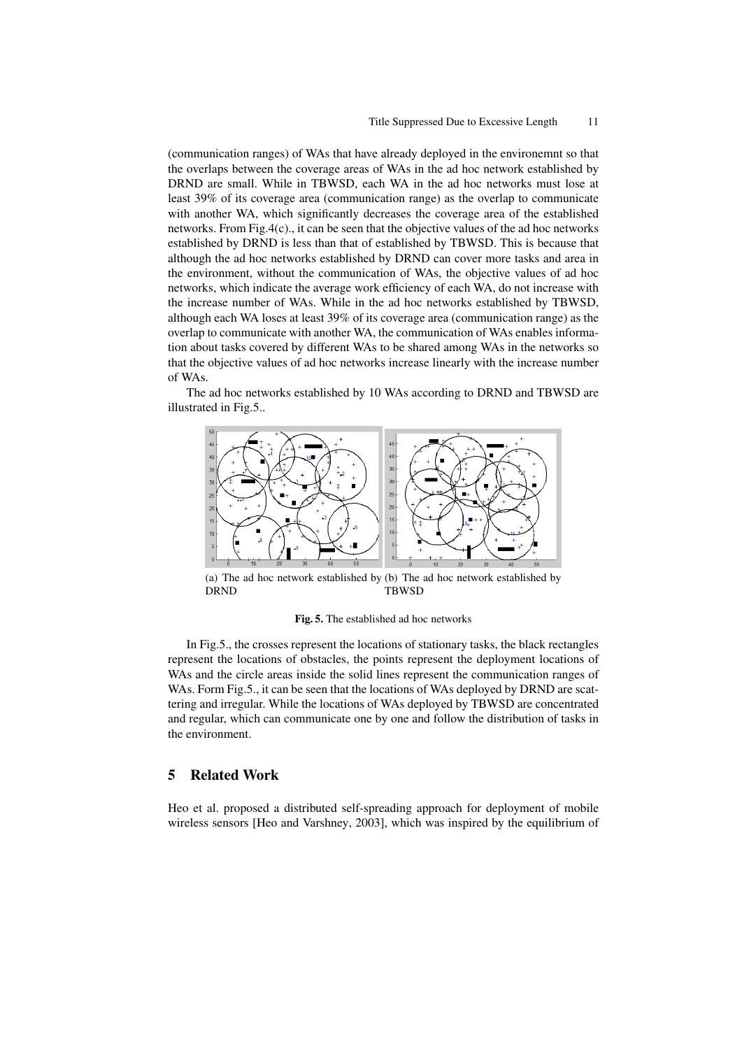(communication ranges) of WAs that have already deployed in the environemnt so that the overlaps between the coverage areas of WAs in the ad hoc network established by DRND are small. While in TBWSD, each WA in the ad hoc networks must lose at least 39% of its coverage area (communication range) as the overlap to communicate with another WA, which significantly decreases the coverage area of the established networks. From Fig.4(c)., it can be seen that the objective values of the ad hoc networks established by DRND is less than that of established by TBWSD. This is because that although the ad hoc networks established by DRND can cover more tasks and area in the environment, without the communication of WAs, the objective values of ad hoc networks, which indicate the average work efficiency of each WA, do not increase with the increase number of WAs. While in the ad hoc networks established by TBWSD, although each WA loses at least 39% of its coverage area (communication range) as the overlap to communicate with another WA, the communication of WAs enables information about tasks covered by different WAs to be shared among WAs in the networks so that the objective values of ad hoc networks increase linearly with the increase number of WAs.

The ad hoc networks established by 10 WAs according to DRND and TBWSD are illustrated in Fig.5..

(a) The ad hoc network established by DRND

(b) The ad hoc network established by TBWSD

**Fig. 5.** The established ad hoc networks

In Fig.5., the crosses represent the locations of stationary tasks, the black rectangles represent the locations of obstacles, the points represent the deployment locations of WAs and the circle areas inside the solid lines represent the communication ranges of WAs. Form Fig.5., it can be seen that the locations of WAs deployed by DRND are scattering and irregular. While the locations of WAs deployed by TBWSD are concentrated and regular, which can communicate one by one and follow the distribution of tasks in the environment.

## 5 Related Work

Heo et al. proposed a distributed self-spreading approach for deployment of mobile wireless sensors [Heo and Varshney, 2003], which was inspired by the equilibrium of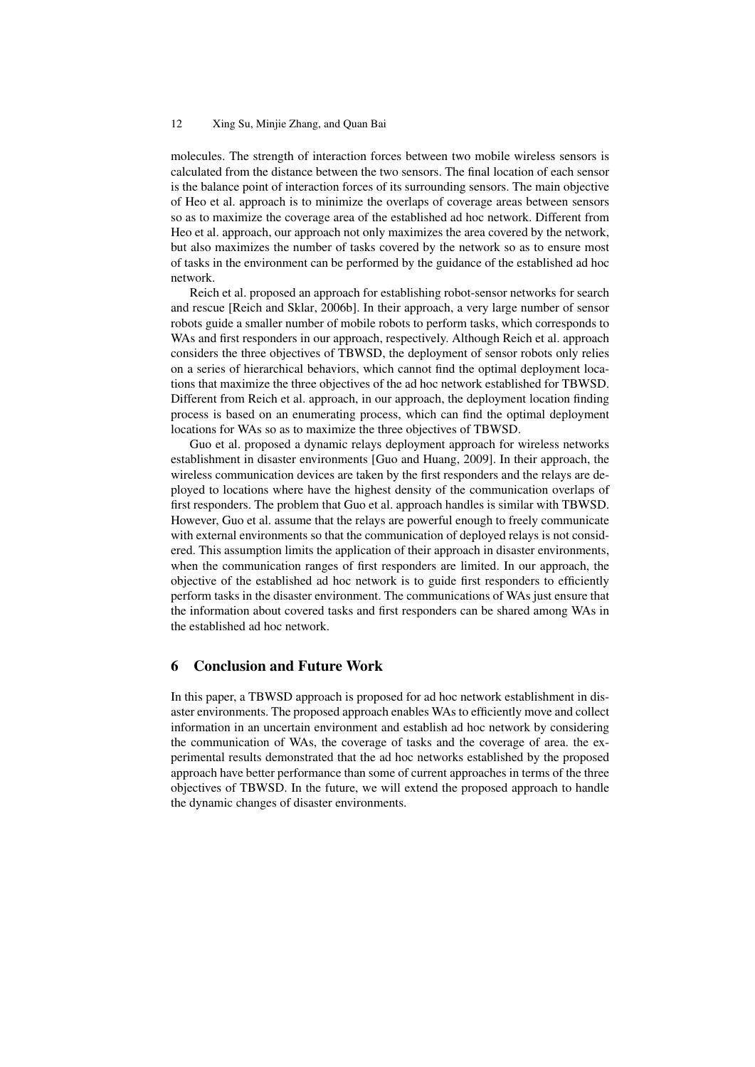molecules. The strength of interaction forces between two mobile wireless sensors is calculated from the distance between the two sensors. The final location of each sensor is the balance point of interaction forces of its surrounding sensors. The main objective of Heo et al. approach is to minimize the overlaps of coverage areas between sensors so as to maximize the coverage area of the established ad hoc network. Different from Heo et al. approach, our approach not only maximizes the area covered by the network, but also maximizes the number of tasks covered by the network so as to ensure most of tasks in the environment can be performed by the guidance of the established ad hoc network.

Reich et al. proposed an approach for establishing robot-sensor networks for search and rescue [Reich and Sklar, 2006b]. In their approach, a very large number of sensor robots guide a smaller number of mobile robots to perform tasks, which corresponds to WAs and first responders in our approach, respectively. Although Reich et al. approach considers the three objectives of TBWSD, the deployment of sensor robots only relies on a series of hierarchical behaviors, which cannot find the optimal deployment locations that maximize the three objectives of the ad hoc network established for TBWSD. Different from Reich et al. approach, in our approach, the deployment location finding process is based on an enumerating process, which can find the optimal deployment locations for WAs so as to maximize the three objectives of TBWSD.

Guo et al. proposed a dynamic relays deployment approach for wireless networks establishment in disaster environments [Guo and Huang, 2009]. In their approach, the wireless communication devices are taken by the first responders and the relays are deployed to locations where have the highest density of the communication overlaps of first responders. The problem that Guo et al. approach handles is similar with TBWSD. However, Guo et al. assume that the relays are powerful enough to freely communicate with external environments so that the communication of deployed relays is not considered. This assumption limits the application of their approach in disaster environments, when the communication ranges of first responders are limited. In our approach, the objective of the established ad hoc network is to guide first responders to efficiently perform tasks in the disaster environment. The communications of WAs just ensure that the information about covered tasks and first responders can be shared among WAs in the established ad hoc network.

## 6 Conclusion and Future Work

In this paper, a TBWSD approach is proposed for ad hoc network establishment in disaster environments. The proposed approach enables WAs to efficiently move and collect information in an uncertain environment and establish ad hoc network by considering the communication of WAs, the coverage of tasks and the coverage of area. the experimental results demonstrated that the ad hoc networks established by the proposed approach have better performance than some of current approaches in terms of the three objectives of TBWSD. In the future, we will extend the proposed approach to handle the dynamic changes of disaster environments.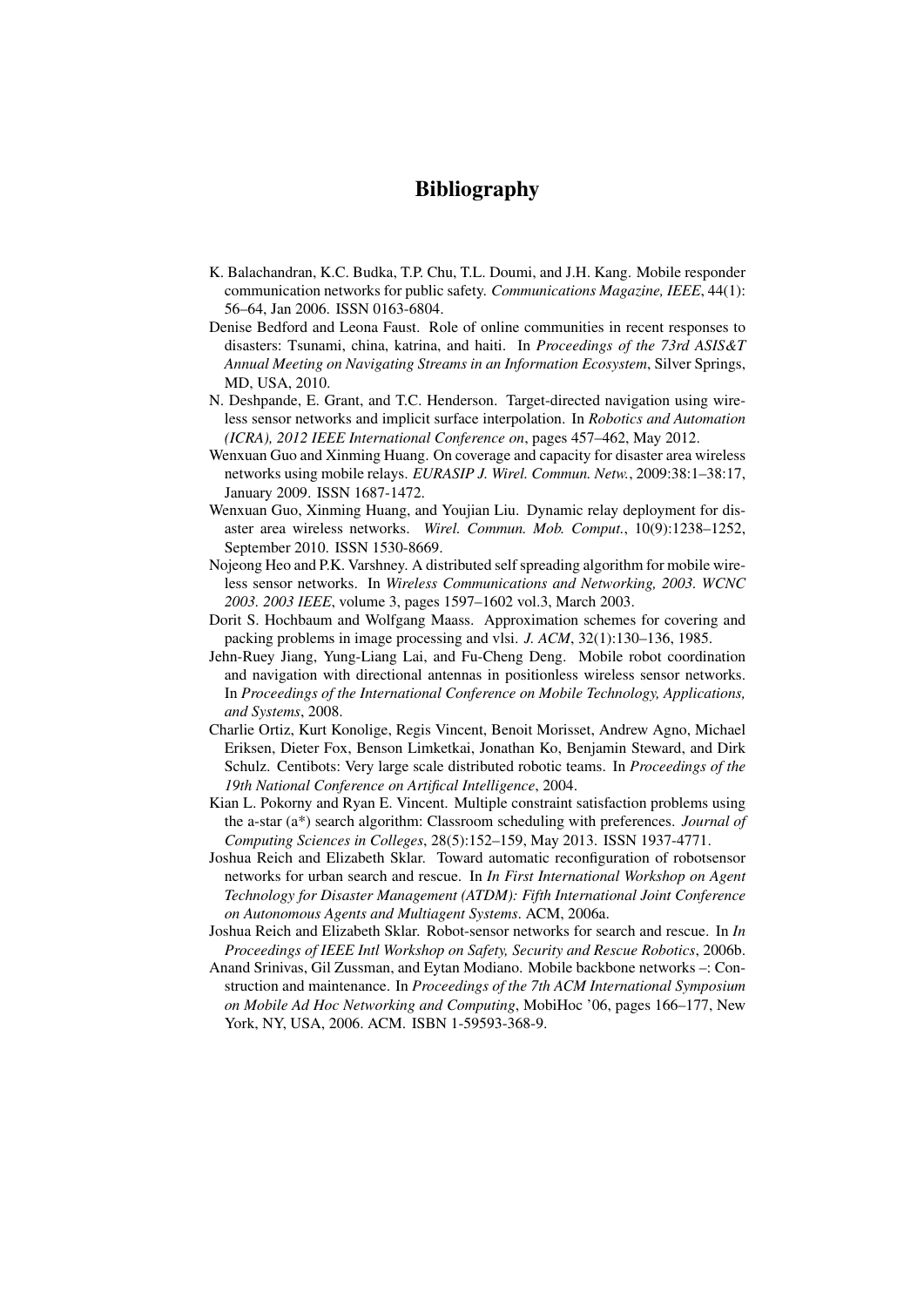# Bibliography

K. Balachandran, K.C. Budka, T.P. Chu, T.L. Doumi, and J.H. Kang. Mobile responder communication networks for public safety. *Communications Magazine, IEEE*, 44(1): 56–64, Jan 2006. ISSN 0163-6804.

Denise Bedford and Leona Faust. Role of online communities in recent responses to disasters: Tsunami, china, katrina, and haiti. In *Proceedings of the 73rd ASIS&T Annual Meeting on Navigating Streams in an Information Ecosystem*, Silver Springs, MD, USA, 2010.

N. Deshpande, E. Grant, and T.C. Henderson. Target-directed navigation using wireless sensor networks and implicit surface interpolation. In *Robotics and Automation (ICRA), 2012 IEEE International Conference on*, pages 457–462, May 2012.

Wenxuan Guo and Xinming Huang. On coverage and capacity for disaster area wireless networks using mobile relays. *EURASIP J. Wirel. Commun. Netw.*, 2009:38:1–38:17, January 2009. ISSN 1687-1472.

Wenxuan Guo, Xinming Huang, and Youjian Liu. Dynamic relay deployment for disaster area wireless networks. *Wirel. Commun. Mob. Comput.*, 10(9):1238–1252, September 2010. ISSN 1530-8669.

Nojeong Heo and P.K. Varshney. A distributed self spreading algorithm for mobile wireless sensor networks. In *Wireless Communications and Networking, 2003. WCNC 2003. 2003 IEEE*, volume 3, pages 1597–1602 vol.3, March 2003.

Dorit S. Hochbaum and Wolfgang Maass. Approximation schemes for covering and packing problems in image processing and vlsi. *J. ACM*, 32(1):130–136, 1985.

Jehn-Ruey Jiang, Yung-Liang Lai, and Fu-Cheng Deng. Mobile robot coordination and navigation with directional antennas in positionless wireless sensor networks. In *Proceedings of the International Conference on Mobile Technology, Applications, and Systems*, 2008.

Charlie Ortiz, Kurt Konolige, Regis Vincent, Benoit Morisset, Andrew Agno, Michael Eriksen, Dieter Fox, Benson Limketkai, Jonathan Ko, Benjamin Steward, and Dirk Schulz. Centibots: Very large scale distributed robotic teams. In *Proceedings of the 19th National Conference on Artifical Intelligence*, 2004.

Kian L. Pokorny and Ryan E. Vincent. Multiple constraint satisfaction problems using the a-star (a*) search algorithm: Classroom scheduling with preferences. *Journal of Computing Sciences in Colleges*, 28(5):152–159, May 2013. ISSN 1937-4771.

Joshua Reich and Elizabeth Sklar. Toward automatic reconfiguration of robotsensor networks for urban search and rescue. In *In First International Workshop on Agent Technology for Disaster Management (ATDM): Fifth International Joint Conference on Autonomous Agents and Multiagent Systems*. ACM, 2006a.

Joshua Reich and Elizabeth Sklar. Robot-sensor networks for search and rescue. In *In Proceedings of IEEE Intl Workshop on Safety, Security and Rescue Robotics*, 2006b.

Anand Srinivas, Gil Zussman, and Eytan Modiano. Mobile backbone networks –: Construction and maintenance. In *Proceedings of the 7th ACM International Symposium on Mobile Ad Hoc Networking and Computing*, MobiHoc '06, pages 166–177, New York, NY, USA, 2006. ACM. ISBN 1-59593-368-9.